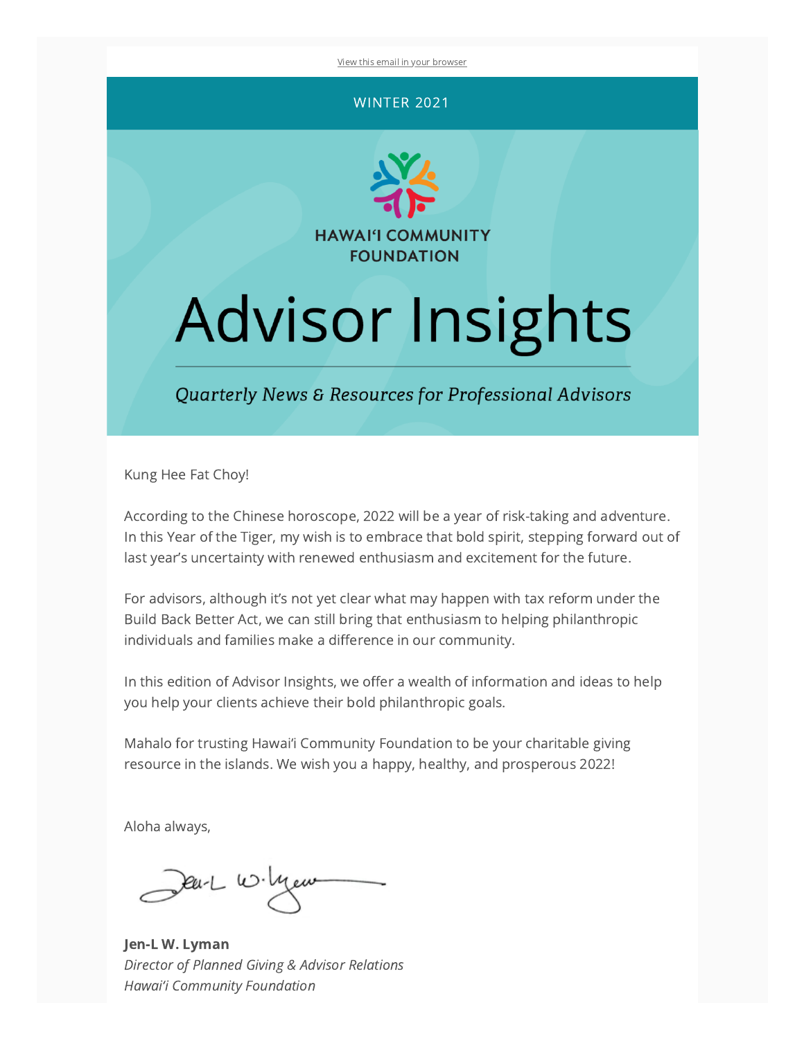View this email in your browser

WINTER 2021

HAWAIʻI COMMUNITY FOUNDATION

# Advisor Insights

*Quarterly News & Resources for Professional Advisors*

Kung Hee Fat Choy!

According to the Chinese horoscope, 2022 will be a year of risk-taking and adventure. In this Year of the Tiger, my wish is to embrace that bold spirit, stepping forward out of last year's uncertainty with renewed enthusiasm and excitement for the future.

For advisors, although it's not yet clear what may happen with tax reform under the Build Back Better Act, we can still bring that enthusiasm to helping philanthropic individuals and families make a difference in our community.

In this edition of Advisor Insights, we offer a wealth of information and ideas to help you help your clients achieve their bold philanthropic goals.

Mahalo for trusting Hawaiʻi Community Foundation to be your charitable giving resource in the islands. We wish you a happy, healthy, and prosperous 2022!

Aloha always,

**Jen-L W. Lyman**
*Director of Planned Giving & Advisor Relations*
*Hawaiʻi Community Foundation*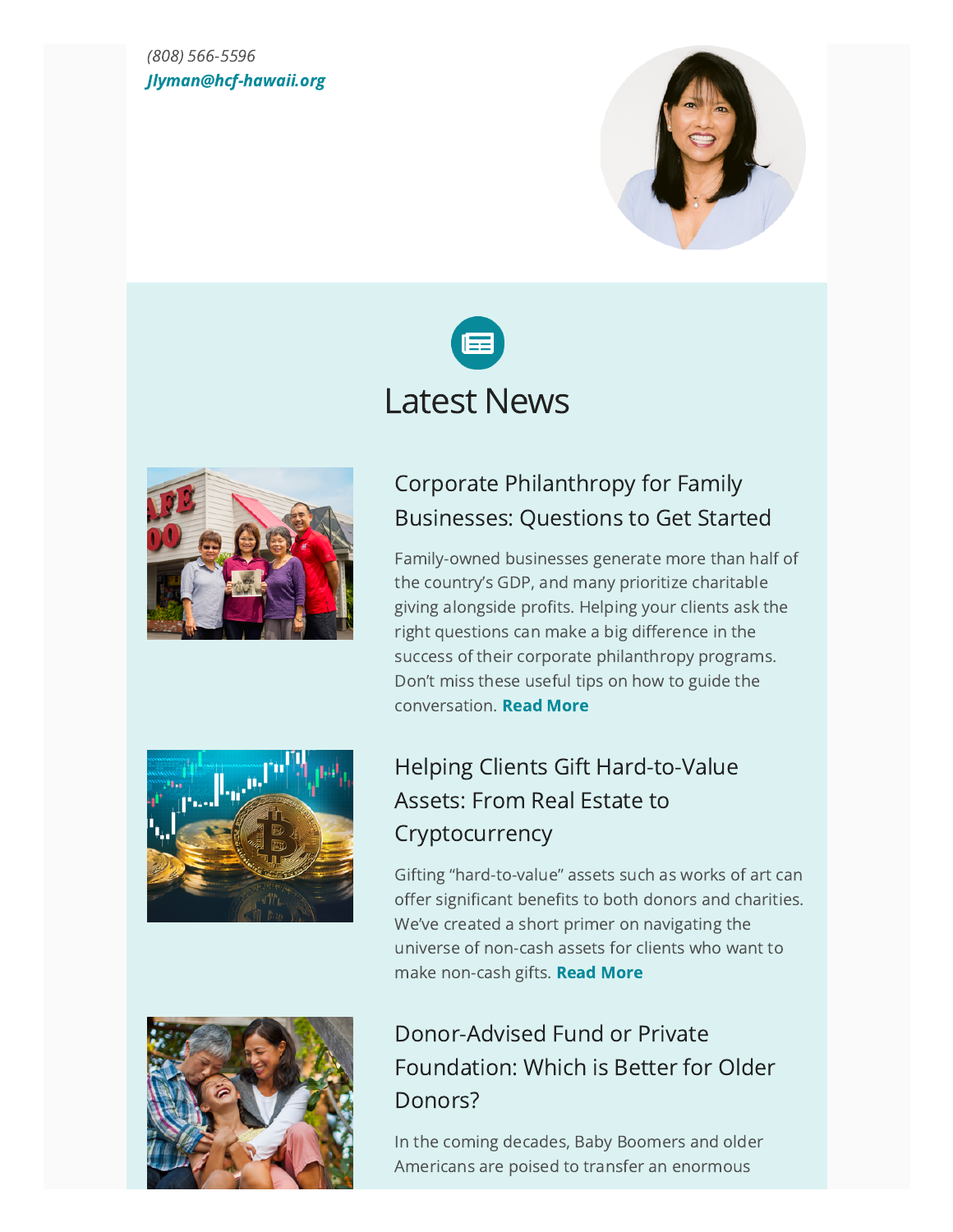*(808) 566-5596*
***Jlyman@hcf-hawaii.org***

# Latest News

## Corporate Philanthropy for Family Businesses: Questions to Get Started

Family-owned businesses generate more than half of the country's GDP, and many prioritize charitable giving alongside profits. Helping your clients ask the right questions can make a big difference in the success of their corporate philanthropy programs. Don't miss these useful tips on how to guide the conversation. **Read More**

## Helping Clients Gift Hard-to-Value Assets: From Real Estate to Cryptocurrency

Gifting "hard-to-value" assets such as works of art can offer significant benefits to both donors and charities. We've created a short primer on navigating the universe of non-cash assets for clients who want to make non-cash gifts. **Read More**

## Donor-Advised Fund or Private Foundation: Which is Better for Older Donors?

In the coming decades, Baby Boomers and older Americans are poised to transfer an enormous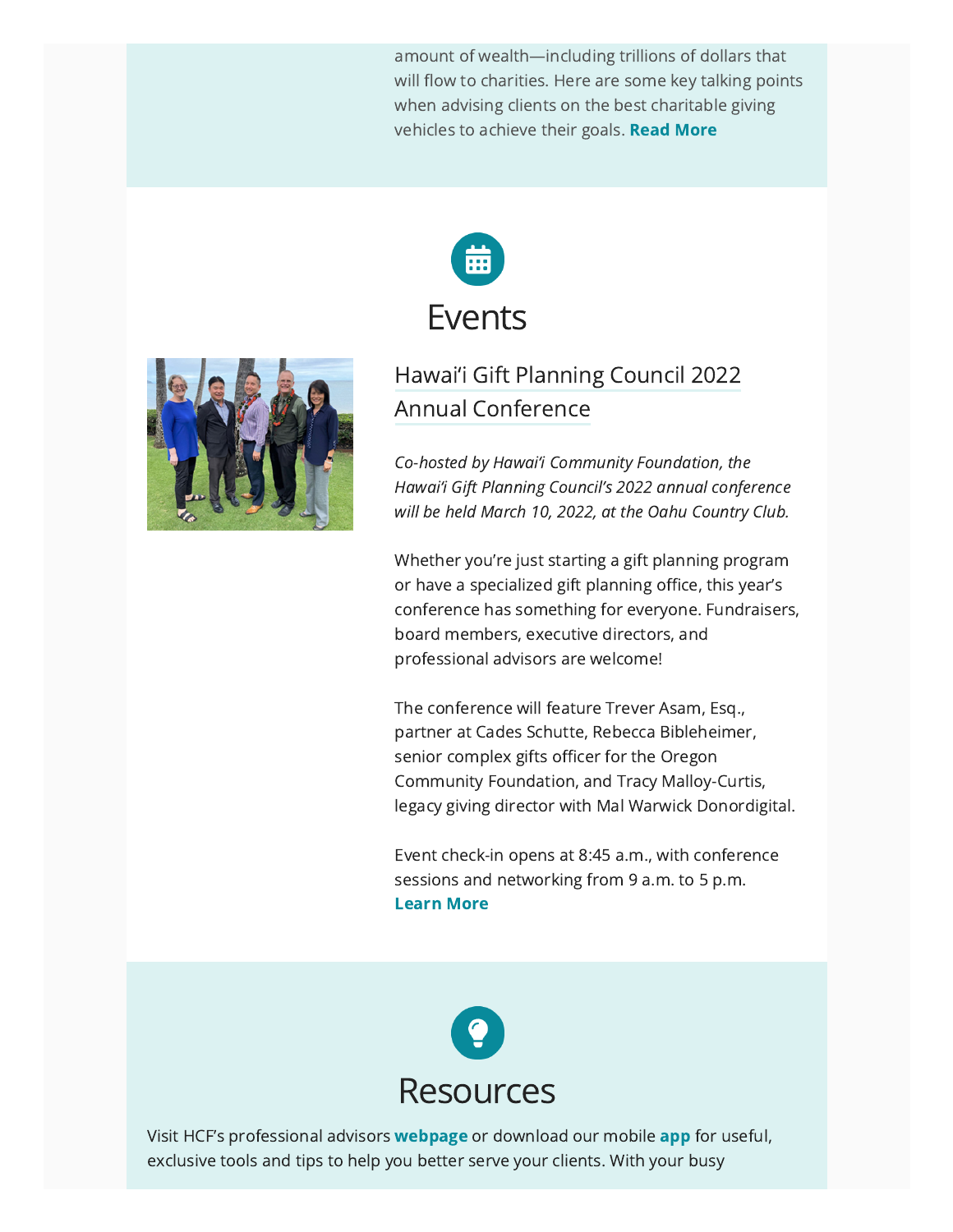amount of wealth—including trillions of dollars that will flow to charities. Here are some key talking points when advising clients on the best charitable giving vehicles to achieve their goals. **Read More**

## Events

### Hawaiʻi Gift Planning Council 2022 Annual Conference

*Co-hosted by Hawaiʻi Community Foundation, the Hawaiʻi Gift Planning Council's 2022 annual conference will be held March 10, 2022, at the Oahu Country Club.*

Whether you're just starting a gift planning program or have a specialized gift planning office, this year's conference has something for everyone. Fundraisers, board members, executive directors, and professional advisors are welcome!

The conference will feature Trever Asam, Esq., partner at Cades Schutte, Rebecca Bibleheimer, senior complex gifts officer for the Oregon Community Foundation, and Tracy Malloy-Curtis, legacy giving director with Mal Warwick Donordigital.

Event check-in opens at 8:45 a.m., with conference sessions and networking from 9 a.m. to 5 p.m. **Learn More**

## Resources

Visit HCF's professional advisors **webpage** or download our mobile **app** for useful, exclusive tools and tips to help you better serve your clients. With your busy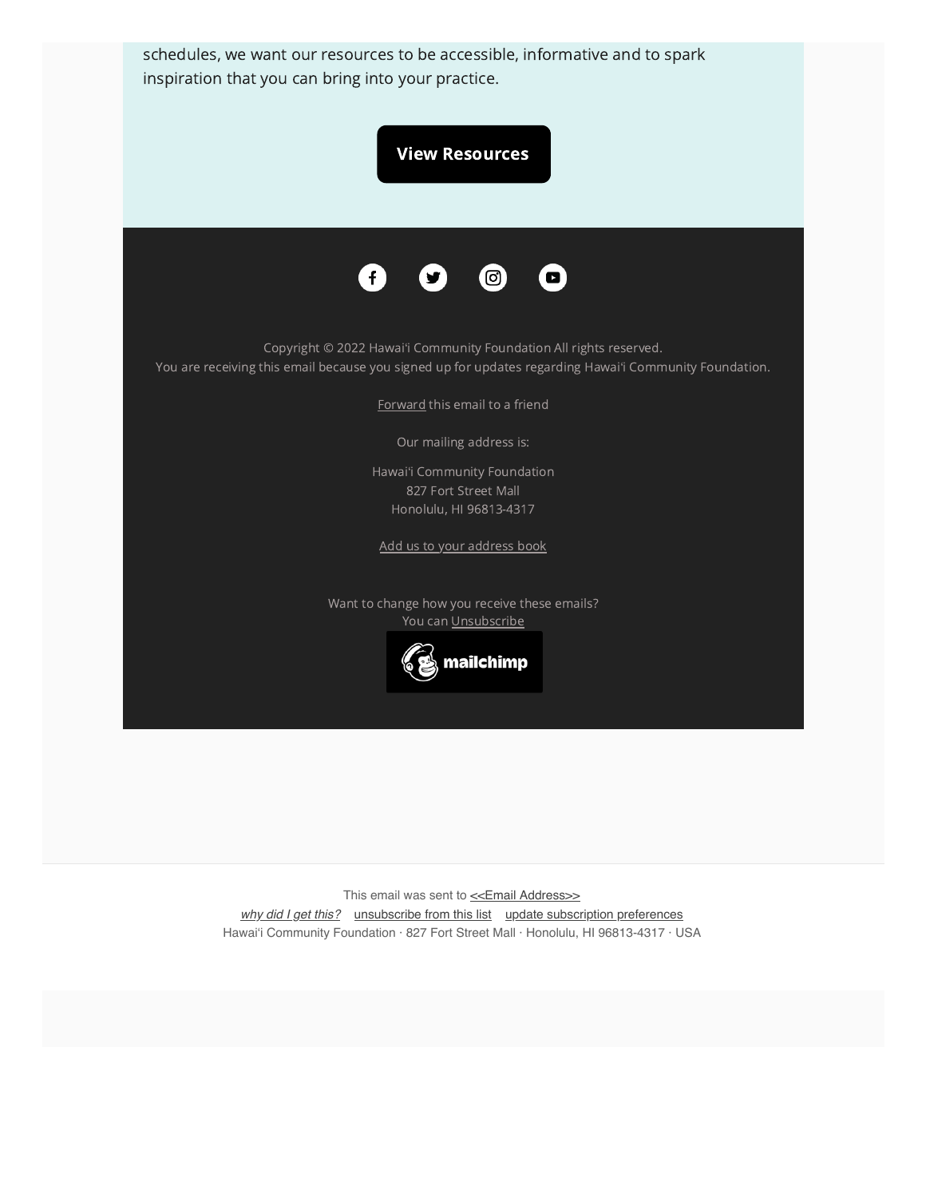schedules, we want our resources to be accessible, informative and to spark inspiration that you can bring into your practice.

**View Resources**

Copyright © 2022 Hawai'i Community Foundation All rights reserved.
You are receiving this email because you signed up for updates regarding Hawai'i Community Foundation.

Forward this email to a friend

Our mailing address is:

Hawai'i Community Foundation
827 Fort Street Mall
Honolulu, HI 96813-4317

Add us to your address book

Want to change how you receive these emails?
You can Unsubscribe

mailchimp

This email was sent to <<Email Address>>
*why did I get this?* unsubscribe from this list update subscription preferences
Hawai'i Community Foundation · 827 Fort Street Mall · Honolulu, HI 96813-4317 · USA